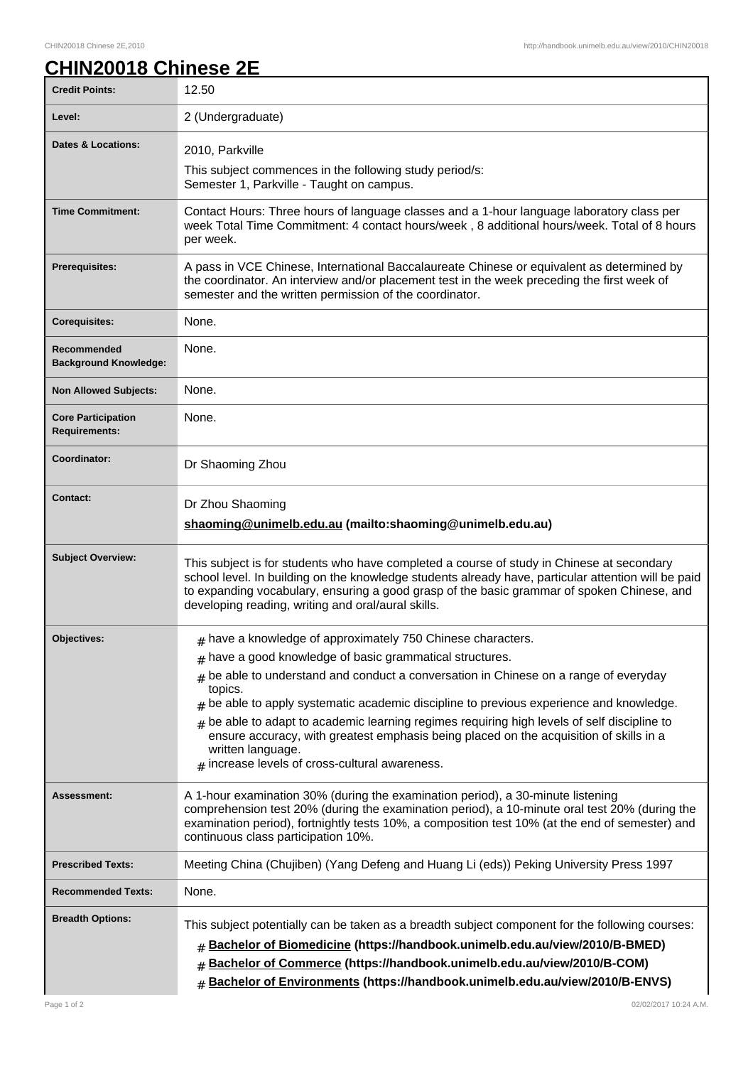# CHIN20018 Chinese 2E

| | |
|---|---|
| **Credit Points:** | 12.50 |
| **Level:** | 2 (Undergraduate) |
| **Dates & Locations:** | 2010, Parkville<br>This subject commences in the following study period/s:<br>Semester 1, Parkville - Taught on campus. |
| **Time Commitment:** | Contact Hours: Three hours of language classes and a 1-hour language laboratory class per week Total Time Commitment: 4 contact hours/week , 8 additional hours/week. Total of 8 hours per week. |
| **Prerequisites:** | A pass in VCE Chinese, International Baccalaureate Chinese or equivalent as determined by the coordinator. An interview and/or placement test in the week preceding the first week of semester and the written permission of the coordinator. |
| **Corequisites:** | None. |
| **Recommended Background Knowledge:** | None. |
| **Non Allowed Subjects:** | None. |
| **Core Participation Requirements:** | None. |
| **Coordinator:** | Dr Shaoming Zhou |
| **Contact:** | Dr Zhou Shaoming<br>**shaoming@unimelb.edu.au (mailto:shaoming@unimelb.edu.au)** |
| **Subject Overview:** | This subject is for students who have completed a course of study in Chinese at secondary school level. In building on the knowledge students already have, particular attention will be paid to expanding vocabulary, ensuring a good grasp of the basic grammar of spoken Chinese, and developing reading, writing and oral/aural skills. |
| **Objectives:** | # have a knowledge of approximately 750 Chinese characters.<br># have a good knowledge of basic grammatical structures.<br># be able to understand and conduct a conversation in Chinese on a range of everyday topics.<br># be able to apply systematic academic discipline to previous experience and knowledge.<br># be able to adapt to academic learning regimes requiring high levels of self discipline to ensure accuracy, with greatest emphasis being placed on the acquisition of skills in a written language.<br># increase levels of cross-cultural awareness. |
| **Assessment:** | A 1-hour examination 30% (during the examination period), a 30-minute listening comprehension test 20% (during the examination period), a 10-minute oral test 20% (during the examination period), fortnightly tests 10%, a composition test 10% (at the end of semester) and continuous class participation 10%. |
| **Prescribed Texts:** | Meeting China (Chujiben) (Yang Defeng and Huang Li (eds)) Peking University Press 1997 |
| **Recommended Texts:** | None. |
| **Breadth Options:** | This subject potentially can be taken as a breadth subject component for the following courses:<br># **Bachelor of Biomedicine (https://handbook.unimelb.edu.au/view/2010/B-BMED)**<br># **Bachelor of Commerce (https://handbook.unimelb.edu.au/view/2010/B-COM)**<br># **Bachelor of Environments (https://handbook.unimelb.edu.au/view/2010/B-ENVS)** |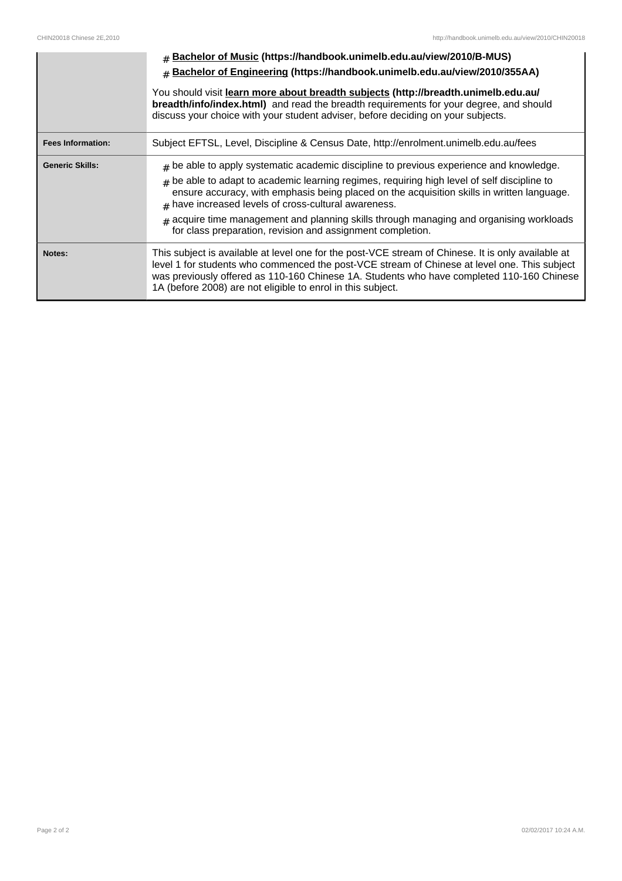| | |
|---|---|
| | # **Bachelor of Music** (https://handbook.unimelb.edu.au/view/2010/B-MUS)<br># **Bachelor of Engineering** (https://handbook.unimelb.edu.au/view/2010/355AA)<br><br>You should visit **learn more about breadth subjects (http://breadth.unimelb.edu.au/breadth/info/index.html)** and read the breadth requirements for your degree, and should discuss your choice with your student adviser, before deciding on your subjects. |
| **Fees Information:** | Subject EFTSL, Level, Discipline & Census Date, http://enrolment.unimelb.edu.au/fees |
| **Generic Skills:** | # be able to apply systematic academic discipline to previous experience and knowledge.<br># be able to adapt to academic learning regimes, requiring high level of self discipline to ensure accuracy, with emphasis being placed on the acquisition skills in written language.<br># have increased levels of cross-cultural awareness.<br># acquire time management and planning skills through managing and organising workloads for class preparation, revision and assignment completion. |
| **Notes:** | This subject is available at level one for the post-VCE stream of Chinese. It is only available at level 1 for students who commenced the post-VCE stream of Chinese at level one. This subject was previously offered as 110-160 Chinese 1A. Students who have completed 110-160 Chinese 1A (before 2008) are not eligible to enrol in this subject. |